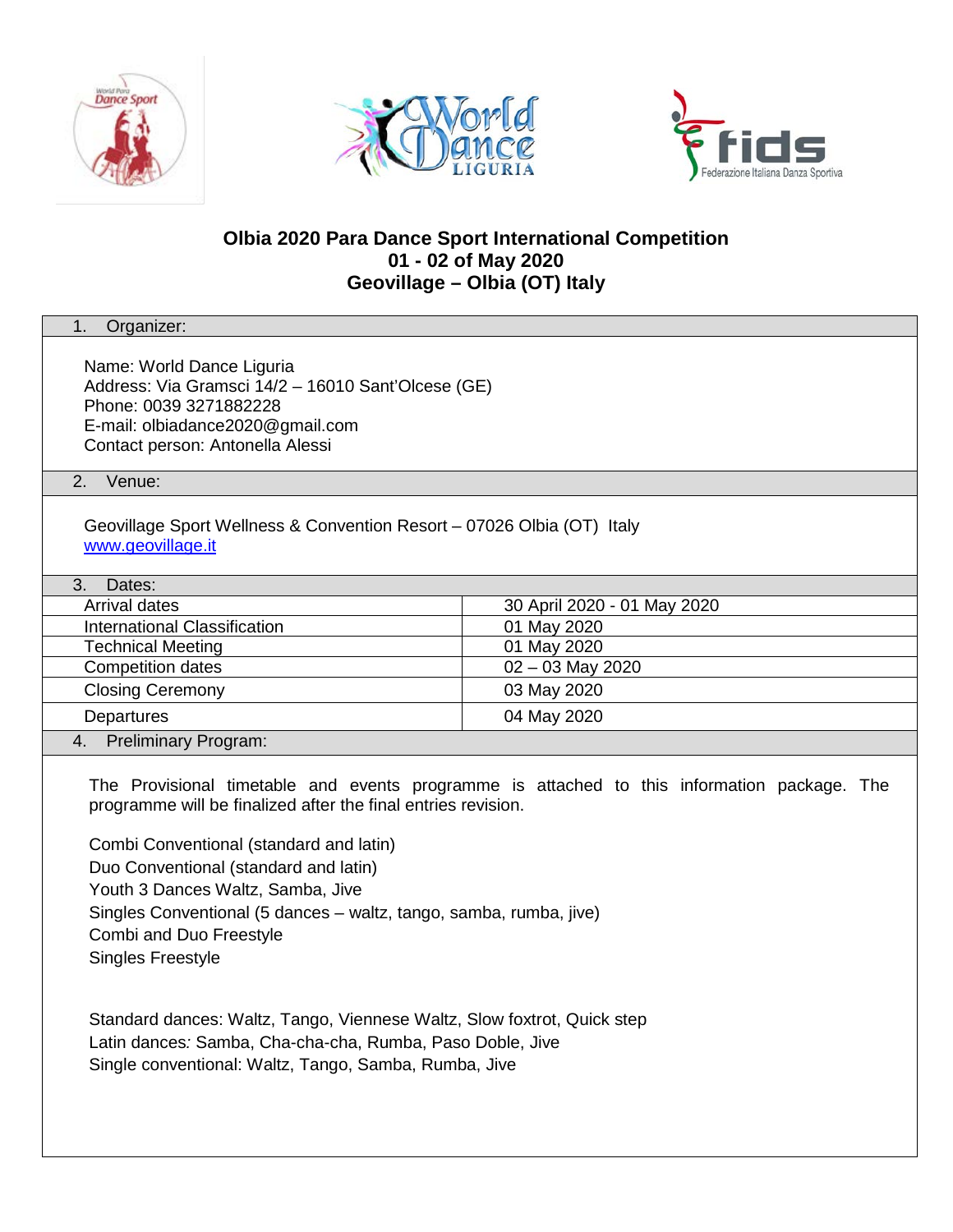# Olbia 2020 Para Dance Sport International Competition
## 01 - 02 of May 2020
## Geovillage – Olbia (OT) Italy

### 1. Organizer:

Name: World Dance Liguria
Address: Via Gramsci 14/2 – 16010 Sant'Olcese (GE)
Phone: 0039 3271882228
E-mail: olbiadance2020@gmail.com
Contact person: Antonella Alessi

### 2. Venue:

Geovillage Sport Wellness & Convention Resort – 07026 Olbia (OT) Italy
www.geovillage.it

### 3. Dates:

| | |
|---|---|
| Arrival dates | 30 April 2020 - 01 May 2020 |
| International Classification | 01 May 2020 |
| Technical Meeting | 01 May 2020 |
| Competition dates | 02 – 03 May 2020 |
| Closing Ceremony | 03 May 2020 |
| Departures | 04 May 2020 |

### 4. Preliminary Program:

The Provisional timetable and events programme is attached to this information package. The programme will be finalized after the final entries revision.

Combi Conventional (standard and latin)
Duo Conventional (standard and latin)
Youth 3 Dances Waltz, Samba, Jive
Singles Conventional (5 dances – waltz, tango, samba, rumba, jive)
Combi and Duo Freestyle
Singles Freestyle

Standard dances: Waltz, Tango, Viennese Waltz, Slow foxtrot, Quick step
Latin dances*:* Samba, Cha-cha-cha, Rumba, Paso Doble, Jive
Single conventional: Waltz, Tango, Samba, Rumba, Jive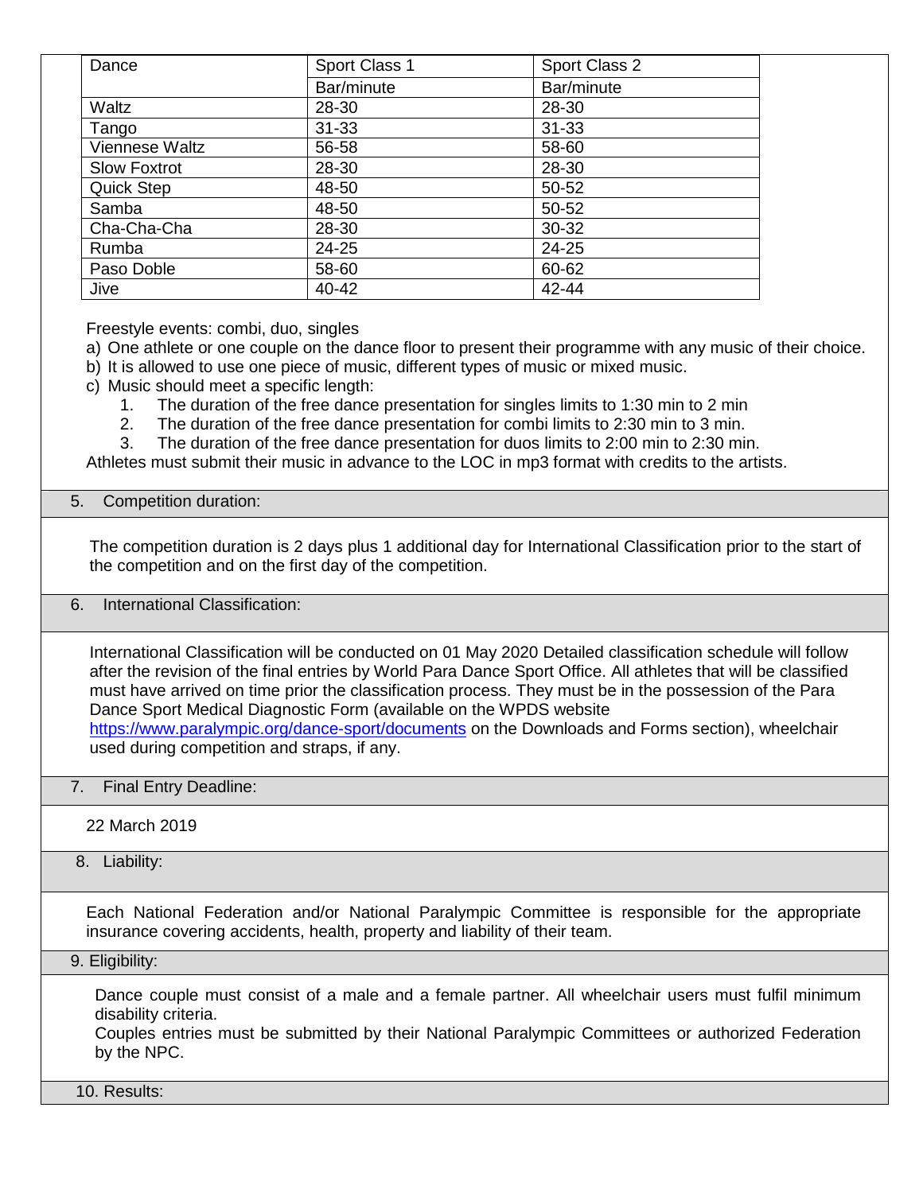| Dance | Sport Class 1 | Sport Class 2 |
|---|---|---|
| | Bar/minute | Bar/minute |
| Waltz | 28-30 | 28-30 |
| Tango | 31-33 | 31-33 |
| Viennese Waltz | 56-58 | 58-60 |
| Slow Foxtrot | 28-30 | 28-30 |
| Quick Step | 48-50 | 50-52 |
| Samba | 48-50 | 50-52 |
| Cha-Cha-Cha | 28-30 | 30-32 |
| Rumba | 24-25 | 24-25 |
| Paso Doble | 58-60 | 60-62 |
| Jive | 40-42 | 42-44 |

Freestyle events: combi, duo, singles

a) One athlete or one couple on the dance floor to present their programme with any music of their choice.
b) It is allowed to use one piece of music, different types of music or mixed music.
c) Music should meet a specific length:
   1. The duration of the free dance presentation for singles limits to 1:30 min to 2 min
   2. The duration of the free dance presentation for combi limits to 2:30 min to 3 min.
   3. The duration of the free dance presentation for duos limits to 2:00 min to 2:30 min.

Athletes must submit their music in advance to the LOC in mp3 format with credits to the artists.

## 5. Competition duration:

The competition duration is 2 days plus 1 additional day for International Classification prior to the start of the competition and on the first day of the competition.

## 6. International Classification:

International Classification will be conducted on 01 May 2020 Detailed classification schedule will follow after the revision of the final entries by World Para Dance Sport Office. All athletes that will be classified must have arrived on time prior the classification process. They must be in the possession of the Para Dance Sport Medical Diagnostic Form (available on the WPDS website https://www.paralympic.org/dance-sport/documents on the Downloads and Forms section), wheelchair used during competition and straps, if any.

## 7. Final Entry Deadline:

22 March 2019

## 8. Liability:

Each National Federation and/or National Paralympic Committee is responsible for the appropriate insurance covering accidents, health, property and liability of their team.

## 9. Eligibility:

Dance couple must consist of a male and a female partner. All wheelchair users must fulfil minimum disability criteria.

Couples entries must be submitted by their National Paralympic Committees or authorized Federation by the NPC.

## 10. Results: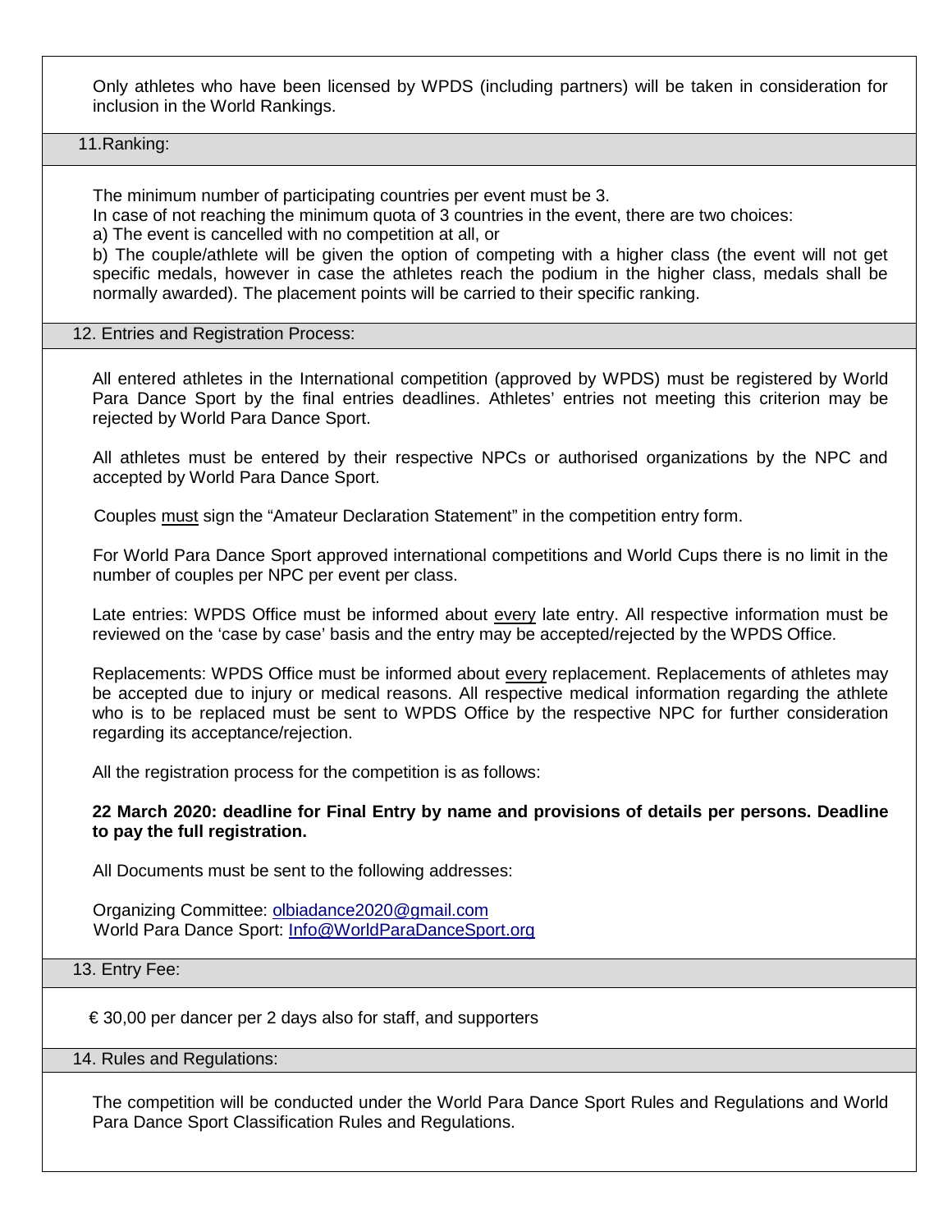Only athletes who have been licensed by WPDS (including partners) will be taken in consideration for inclusion in the World Rankings.

## 11. Ranking:

The minimum number of participating countries per event must be 3.
In case of not reaching the minimum quota of 3 countries in the event, there are two choices:
a) The event is cancelled with no competition at all, or
b) The couple/athlete will be given the option of competing with a higher class (the event will not get specific medals, however in case the athletes reach the podium in the higher class, medals shall be normally awarded). The placement points will be carried to their specific ranking.

## 12. Entries and Registration Process:

All entered athletes in the International competition (approved by WPDS) must be registered by World Para Dance Sport by the final entries deadlines. Athletes' entries not meeting this criterion may be rejected by World Para Dance Sport.

All athletes must be entered by their respective NPCs or authorised organizations by the NPC and accepted by World Para Dance Sport.

Couples must sign the "Amateur Declaration Statement" in the competition entry form.

For World Para Dance Sport approved international competitions and World Cups there is no limit in the number of couples per NPC per event per class.

Late entries: WPDS Office must be informed about every late entry. All respective information must be reviewed on the 'case by case' basis and the entry may be accepted/rejected by the WPDS Office.

Replacements: WPDS Office must be informed about every replacement. Replacements of athletes may be accepted due to injury or medical reasons. All respective medical information regarding the athlete who is to be replaced must be sent to WPDS Office by the respective NPC for further consideration regarding its acceptance/rejection.

All the registration process for the competition is as follows:

**22 March 2020: deadline for Final Entry by name and provisions of details per persons. Deadline to pay the full registration.**

All Documents must be sent to the following addresses:

Organizing Committee: olbiadance2020@gmail.com
World Para Dance Sport: Info@WorldParaDanceSport.org

## 13. Entry Fee:

€ 30,00 per dancer per 2 days also for staff, and supporters

## 14. Rules and Regulations:

The competition will be conducted under the World Para Dance Sport Rules and Regulations and World Para Dance Sport Classification Rules and Regulations.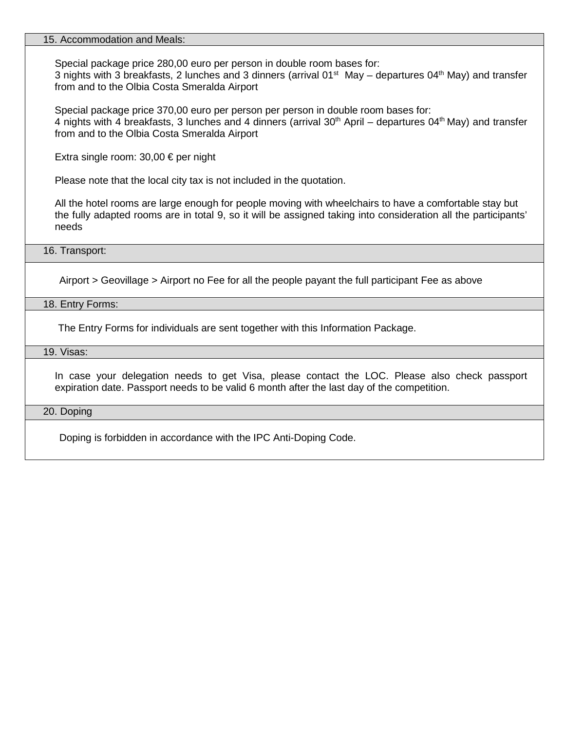## 15. Accommodation and Meals:

Special package price 280,00 euro per person in double room bases for:
3 nights with 3 breakfasts, 2 lunches and 3 dinners (arrival 01st May – departures 04th May) and transfer from and to the Olbia Costa Smeralda Airport

Special package price 370,00 euro per person per person in double room bases for:
4 nights with 4 breakfasts, 3 lunches and 4 dinners (arrival 30th April – departures 04th May) and transfer from and to the Olbia Costa Smeralda Airport

Extra single room: 30,00 € per night

Please note that the local city tax is not included in the quotation.

All the hotel rooms are large enough for people moving with wheelchairs to have a comfortable stay but the fully adapted rooms are in total 9, so it will be assigned taking into consideration all the participants' needs

## 16. Transport:

Airport > Geovillage > Airport no Fee for all the people payant the full participant Fee as above

## 18. Entry Forms:

The Entry Forms for individuals are sent together with this Information Package.

## 19. Visas:

In case your delegation needs to get Visa, please contact the LOC. Please also check passport expiration date. Passport needs to be valid 6 month after the last day of the competition.

## 20. Doping

Doping is forbidden in accordance with the IPC Anti-Doping Code.